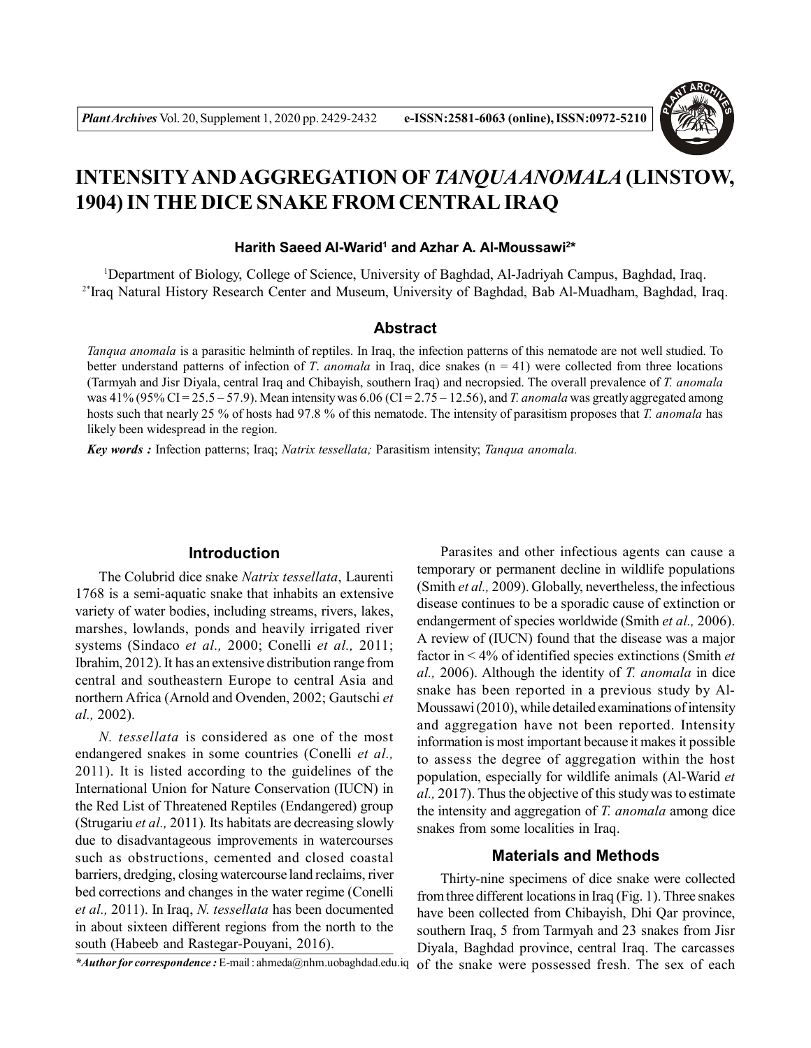# INTENSITY AND AGGREGATION OF *TANQUA ANOMALA* (LINSTOW, 1904) IN THE DICE SNAKE FROM CENTRAL IRAQ

**Harith Saeed Al-Warid[1] and Azhar A. Al-Moussawi[2*]**

[1]Department of Biology, College of Science, University of Baghdad, Al-Jadriyah Campus, Baghdad, Iraq.
[2*]Iraq Natural History Research Center and Museum, University of Baghdad, Bab Al-Muadham, Baghdad, Iraq.

## Abstract

*Tanqua anomala* is a parasitic helminth of reptiles. In Iraq, the infection patterns of this nematode are not well studied. To better understand patterns of infection of *T. anomala* in Iraq, dice snakes (n = 41) were collected from three locations (Tarmyah and Jisr Diyala, central Iraq and Chibayish, southern Iraq) and necropsied. The overall prevalence of *T. anomala* was 41% (95% CI = 25.5 – 57.9). Mean intensity was 6.06 (CI = 2.75 – 12.56), and *T. anomala* was greatly aggregated among hosts such that nearly 25 % of hosts had 97.8 % of this nematode. The intensity of parasitism proposes that *T. anomala* has likely been widespread in the region.

***Key words :*** Infection patterns; Iraq; *Natrix tessellata;* Parasitism intensity; *Tanqua anomala.*

## Introduction

The Colubrid dice snake *Natrix tessellata*, Laurenti 1768 is a semi-aquatic snake that inhabits an extensive variety of water bodies, including streams, rivers, lakes, marshes, lowlands, ponds and heavily irrigated river systems (Sindaco *et al.,* 2000; Conelli *et al.,* 2011; Ibrahim, 2012). It has an extensive distribution range from central and southeastern Europe to central Asia and northern Africa (Arnold and Ovenden, 2002; Gautschi *et al.,* 2002).

*N. tessellata* is considered as one of the most endangered snakes in some countries (Conelli *et al.,* 2011). It is listed according to the guidelines of the International Union for Nature Conservation (IUCN) in the Red List of Threatened Reptiles (Endangered) group (Strugariu *et al.,* 2011). Its habitats are decreasing slowly due to disadvantageous improvements in watercourses such as obstructions, cemented and closed coastal barriers, dredging, closing watercourse land reclaims, river bed corrections and changes in the water regime (Conelli *et al.,* 2011). In Iraq, *N. tessellata* has been documented in about sixteen different regions from the north to the south (Habeeb and Rastegar-Pouyani, 2016).

Parasites and other infectious agents can cause a temporary or permanent decline in wildlife populations (Smith *et al.,* 2009). Globally, nevertheless, the infectious disease continues to be a sporadic cause of extinction or endangerment of species worldwide (Smith *et al.,* 2006). A review of (IUCN) found that the disease was a major factor in < 4% of identified species extinctions (Smith *et al.,* 2006). Although the identity of *T. anomala* in dice snake has been reported in a previous study by Al-Moussawi (2010), while detailed examinations of intensity and aggregation have not been reported. Intensity information is most important because it makes it possible to assess the degree of aggregation within the host population, especially for wildlife animals (Al-Warid *et al.,* 2017). Thus the objective of this study was to estimate the intensity and aggregation of *T. anomala* among dice snakes from some localities in Iraq.

## Materials and Methods

Thirty-nine specimens of dice snake were collected from three different locations in Iraq (Fig. 1). Three snakes have been collected from Chibayish, Dhi Qar province, southern Iraq, 5 from Tarmyah and 23 snakes from Jisr Diyala, Baghdad province, central Iraq. The carcasses of the snake were possessed fresh. The sex of each

*\*Author for correspondence :* E-mail : ahmeda@nhm.uobaghdad.edu.iq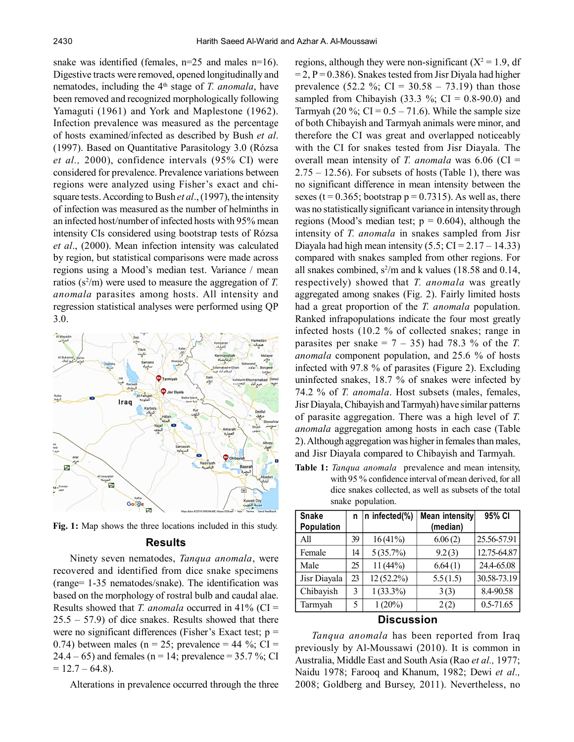snake was identified (females, n=25 and males n=16). Digestive tracts were removed, opened longitudinally and nematodes, including the 4th stage of *T. anomala*, have been removed and recognized morphologically following Yamaguti (1961) and York and Maplestone (1962). Infection prevalence was measured as the percentage of hosts examined/infected as described by Bush *et al.* (1997). Based on Quantitative Parasitology 3.0 (Rózsa *et al.,* 2000), confidence intervals (95% CI) were considered for prevalence. Prevalence variations between regions were analyzed using Fisher's exact and chi-square tests. According to Bush *et al*., (1997), the intensity of infection was measured as the number of helminths in an infected host/number of infected hosts with 95% mean intensity CIs considered using bootstrap tests of Rózsa *et al*., (2000). Mean infection intensity was calculated by region, but statistical comparisons were made across regions using a Mood's median test. Variance / mean ratios ($s^2$/m) were used to measure the aggregation of *T. anomala* parasites among hosts. All intensity and regression statistical analyses were performed using QP 3.0.

**Fig. 1:** Map shows the three locations included in this study.

## Results

Ninety seven nematodes, *Tanqua anomala*, were recovered and identified from dice snake specimens (range= 1-35 nematodes/snake). The identification was based on the morphology of rostral bulb and caudal alae. Results showed that *T. anomala* occurred in 41% (CI = 25.5 – 57.9) of dice snakes. Results showed that there were no significant differences (Fisher's Exact test; p = 0.74) between males (n = 25; prevalence = 44 %; CI = 24.4 – 65) and females (n = 14; prevalence = 35.7 %; CI = 12.7 – 64.8).

Alterations in prevalence occurred through the three regions, although they were non-significant ($X^2$ = 1.9, df = 2, P = 0.386). Snakes tested from Jisr Diyala had higher prevalence (52.2 %; CI = 30.58 – 73.19) than those sampled from Chibayish (33.3 %; CI = 0.8-90.0) and Tarmyah (20 %; CI = 0.5 – 71.6). While the sample size of both Chibayish and Tarmyah animals were minor, and therefore the CI was great and overlapped noticeably with the CI for snakes tested from Jisr Diayala. The overall mean intensity of *T. anomala* was 6.06 (CI = 2.75 – 12.56). For subsets of hosts (Table 1), there was no significant difference in mean intensity between the sexes (t = 0.365; bootstrap p = 0.7315). As well as, there was no statistically significant variance in intensity through regions (Mood's median test; p = 0.604), although the intensity of *T. anomala* in snakes sampled from Jisr Diayala had high mean intensity (5.5; CI = 2.17 – 14.33) compared with snakes sampled from other regions. For all snakes combined, $s^2$/m and k values (18.58 and 0.14, respectively) showed that *T. anomala* was greatly aggregated among snakes (Fig. 2). Fairly limited hosts had a great proportion of the *T. anomala* population. Ranked infrapopulations indicate the four most greatly infected hosts (10.2 % of collected snakes; range in parasites per snake = 7 – 35) had 78.3 % of the *T. anomala* component population, and 25.6 % of hosts infected with 97.8 % of parasites (Figure 2). Excluding uninfected snakes, 18.7 % of snakes were infected by 74.2 % of *T. anomala*. Host subsets (males, females, Jisr Diayala, Chibayish and Tarmyah) have similar patterns of parasite aggregation. There was a high level of *T. anomala* aggregation among hosts in each case (Table 2). Although aggregation was higher in females than males, and Jisr Diayala compared to Chibayish and Tarmyah.

**Table 1:** *Tanqua anomala* prevalence and mean intensity, with 95 % confidence interval of mean derived, for all dice snakes collected, as well as subsets of the total snake population.

| Snake Population | n | n infected(%) | Mean intensity (median) | 95% CI |
|---|---|---|---|---|
| All | 39 | 16 (41%) | 6.06 (2) | 25.56-57.91 |
| Female | 14 | 5 (35.7%) | 9.2 (3) | 12.75-64.87 |
| Male | 25 | 11 (44%) | 6.64 (1) | 24.4-65.08 |
| Jisr Diayala | 23 | 12 (52.2%) | 5.5 (1.5) | 30.58-73.19 |
| Chibayish | 3 | 1 (33.3%) | 3 (3) | 8.4-90.58 |
| Tarmyah | 5 | 1 (20%) | 2 (2) | 0.5-71.65 |

## Discussion

*Tanqua anomala* has been reported from Iraq previously by Al-Moussawi (2010). It is common in Australia, Middle East and South Asia (Rao *et al.,* 1977; Naidu 1978; Farooq and Khanum, 1982; Dewi *et al.,* 2008; Goldberg and Bursey, 2011). Nevertheless, no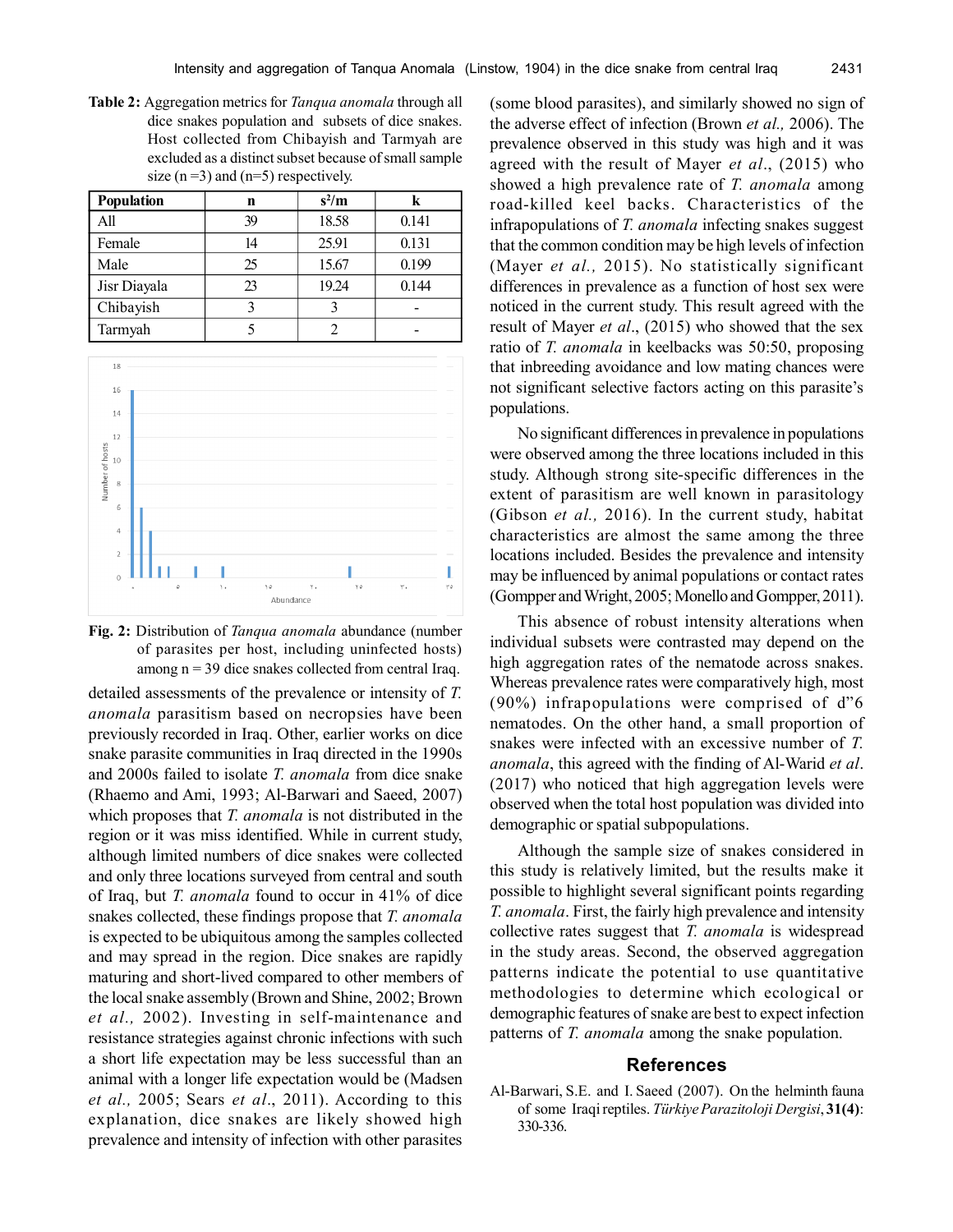**Table 2:** Aggregation metrics for *Tanqua anomala* through all dice snakes population and subsets of dice snakes. Host collected from Chibayish and Tarmyah are excluded as a distinct subset because of small sample size (n =3) and (n=5) respectively.

| Population | n | $s^2/m$ | k |
|---|---|---|---|
| All | 39 | 18.58 | 0.141 |
| Female | 14 | 25.91 | 0.131 |
| Male | 25 | 15.67 | 0.199 |
| Jisr Diayala | 23 | 19.24 | 0.144 |
| Chibayish | 3 | 3 | - |
| Tarmyah | 5 | 2 | - |

**Fig. 2:** Distribution of *Tanqua anomala* abundance (number of parasites per host, including uninfected hosts) among n = 39 dice snakes collected from central Iraq.

detailed assessments of the prevalence or intensity of *T. anomala* parasitism based on necropsies have been previously recorded in Iraq. Other, earlier works on dice snake parasite communities in Iraq directed in the 1990s and 2000s failed to isolate *T. anomala* from dice snake (Rhaemo and Ami, 1993; Al-Barwari and Saeed, 2007) which proposes that *T. anomala* is not distributed in the region or it was miss identified. While in current study, although limited numbers of dice snakes were collected and only three locations surveyed from central and south of Iraq, but *T. anomala* found to occur in 41% of dice snakes collected, these findings propose that *T. anomala* is expected to be ubiquitous among the samples collected and may spread in the region. Dice snakes are rapidly maturing and short-lived compared to other members of the local snake assembly (Brown and Shine, 2002; Brown *et al.,* 2002). Investing in self-maintenance and resistance strategies against chronic infections with such a short life expectation may be less successful than an animal with a longer life expectation would be (Madsen *et al.,* 2005; Sears *et al*., 2011). According to this explanation, dice snakes are likely showed high prevalence and intensity of infection with other parasites (some blood parasites), and similarly showed no sign of the adverse effect of infection (Brown *et al.,* 2006). The prevalence observed in this study was high and it was agreed with the result of Mayer *et al*., (2015) who showed a high prevalence rate of *T. anomala* among road-killed keel backs. Characteristics of the infrapopulations of *T. anomala* infecting snakes suggest that the common condition may be high levels of infection (Mayer *et al.,* 2015). No statistically significant differences in prevalence as a function of host sex were noticed in the current study. This result agreed with the result of Mayer *et al*., (2015) who showed that the sex ratio of *T. anomala* in keelbacks was 50:50, proposing that inbreeding avoidance and low mating chances were not significant selective factors acting on this parasite's populations.

No significant differences in prevalence in populations were observed among the three locations included in this study. Although strong site-specific differences in the extent of parasitism are well known in parasitology (Gibson *et al.,* 2016). In the current study, habitat characteristics are almost the same among the three locations included. Besides the prevalence and intensity may be influenced by animal populations or contact rates (Gompper and Wright, 2005; Monello and Gompper, 2011).

This absence of robust intensity alterations when individual subsets were contrasted may depend on the high aggregation rates of the nematode across snakes. Whereas prevalence rates were comparatively high, most (90%) infrapopulations were comprised of d"6 nematodes. On the other hand, a small proportion of snakes were infected with an excessive number of *T. anomala*, this agreed with the finding of Al-Warid *et al*. (2017) who noticed that high aggregation levels were observed when the total host population was divided into demographic or spatial subpopulations.

Although the sample size of snakes considered in this study is relatively limited, but the results make it possible to highlight several significant points regarding *T. anomala*. First, the fairly high prevalence and intensity collective rates suggest that *T. anomala* is widespread in the study areas. Second, the observed aggregation patterns indicate the potential to use quantitative methodologies to determine which ecological or demographic features of snake are best to expect infection patterns of *T. anomala* among the snake population.

## References

Al-Barwari, S.E. and I. Saeed (2007). On the helminth fauna of some Iraqi reptiles. *Türkiye Parazitoloji Dergisi*, **31(4)**: 330-336.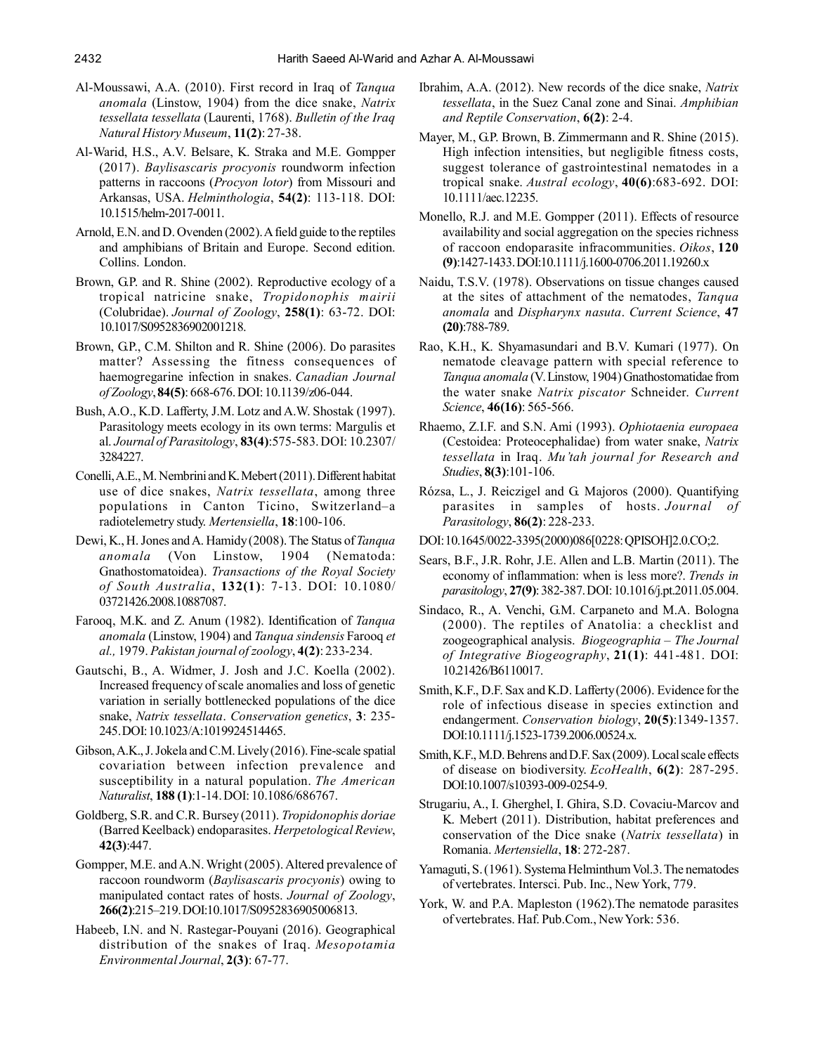Al-Moussawi, A.A. (2010). First record in Iraq of *Tanqua anomala* (Linstow, 1904) from the dice snake, *Natrix tessellata tessellata* (Laurenti, 1768). *Bulletin of the Iraq Natural History Museum*, **11(2)**: 27-38.

Al-Warid, H.S., A.V. Belsare, K. Straka and M.E. Gompper (2017). *Baylisascaris procyonis* roundworm infection patterns in raccoons (*Procyon lotor*) from Missouri and Arkansas, USA. *Helminthologia*, **54(2)**: 113-118. DOI: 10.1515/helm-2017-0011.

Arnold, E.N. and D. Ovenden (2002). A field guide to the reptiles and amphibians of Britain and Europe. Second edition. Collins. London.

Brown, G.P. and R. Shine (2002). Reproductive ecology of a tropical natricine snake, *Tropidonophis mairii* (Colubridae). *Journal of Zoology*, **258(1)**: 63-72. DOI: 10.1017/S0952836902001218.

Brown, G.P., C.M. Shilton and R. Shine (2006). Do parasites matter? Assessing the fitness consequences of haemogregarine infection in snakes. *Canadian Journal of Zoology*, **84(5)**: 668-676. DOI: 10.1139/z06-044.

Bush, A.O., K.D. Lafferty, J.M. Lotz and A.W. Shostak (1997). Parasitology meets ecology in its own terms: Margulis et al. *Journal of Parasitology*, **83(4)**:575-583. DOI: 10.2307/3284227.

Conelli, A.E., M. Nembrini and K. Mebert (2011). Different habitat use of dice snakes, *Natrix tessellata*, among three populations in Canton Ticino, Switzerland–a radiotelemetry study. *Mertensiella*, **18**:100-106.

Dewi, K., H. Jones and A. Hamidy (2008). The Status of *Tanqua anomala* (Von Linstow, 1904 (Nematoda: Gnathostomatoidea). *Transactions of the Royal Society of South Australia*, **132(1)**: 7-13. DOI: 10.1080/03721426.2008.10887087.

Farooq, M.K. and Z. Anum (1982). Identification of *Tanqua anomala* (Linstow, 1904) and *Tanqua sindensis* Farooq *et al.,* 1979. *Pakistan journal of zoology*, **4(2)**: 233-234.

Gautschi, B., A. Widmer, J. Josh and J.C. Koella (2002). Increased frequency of scale anomalies and loss of genetic variation in serially bottlenecked populations of the dice snake, *Natrix tessellata*. *Conservation genetics*, **3**: 235-245. DOI: 10.1023/A:1019924514465.

Gibson, A.K., J. Jokela and C.M. Lively (2016). Fine-scale spatial covariation between infection prevalence and susceptibility in a natural population. *The American Naturalist*, **188 (1)**:1-14. DOI: 10.1086/686767.

Goldberg, S.R. and C.R. Bursey (2011). *Tropidonophis doriae* (Barred Keelback) endoparasites. *Herpetological Review*, **42(3)**:447.

Gompper, M.E. and A.N. Wright (2005). Altered prevalence of raccoon roundworm (*Baylisascaris procyonis*) owing to manipulated contact rates of hosts. *Journal of Zoology*, **266(2)**:215–219. DOI:10.1017/S0952836905006813.

Habeeb, I.N. and N. Rastegar-Pouyani (2016). Geographical distribution of the snakes of Iraq. *Mesopotamia Environmental Journal*, **2(3)**: 67-77.

Ibrahim, A.A. (2012). New records of the dice snake, *Natrix tessellata*, in the Suez Canal zone and Sinai. *Amphibian and Reptile Conservation*, **6(2)**: 2-4.

Mayer, M., G.P. Brown, B. Zimmermann and R. Shine (2015). High infection intensities, but negligible fitness costs, suggest tolerance of gastrointestinal nematodes in a tropical snake. *Austral ecology*, **40(6)**:683-692. DOI: 10.1111/aec.12235.

Monello, R.J. and M.E. Gompper (2011). Effects of resource availability and social aggregation on the species richness of raccoon endoparasite infracommunities. *Oikos*, **120 (9)**:1427-1433. DOI:10.1111/j.1600-0706.2011.19260.x

Naidu, T.S.V. (1978). Observations on tissue changes caused at the sites of attachment of the nematodes, *Tanqua anomala* and *Dispharynx nasuta*. *Current Science*, **47 (20)**:788-789.

Rao, K.H., K. Shyamasundari and B.V. Kumari (1977). On nematode cleavage pattern with special reference to *Tanqua anomala* (V. Linstow, 1904) Gnathostomatidae from the water snake *Natrix piscator* Schneider. *Current Science*, **46(16)**: 565-566.

Rhaemo, Z.I.F. and S.N. Ami (1993). *Ophiotaenia europaea* (Cestoidea: Proteocephalidae) from water snake, *Natrix tessellata* in Iraq. *Mu'tah journal for Research and Studies*, **8(3)**:101-106.

Rózsa, L., J. Reiczigel and G. Majoros (2000). Quantifying parasites in samples of hosts. *Journal of Parasitology*, **86(2)**: 228-233.

DOI: 10.1645/0022-3395(2000)086[0228:QPISOH]2.0.CO;2.

Sears, B.F., J.R. Rohr, J.E. Allen and L.B. Martin (2011). The economy of inflammation: when is less more?. *Trends in parasitology*, **27(9)**: 382-387. DOI: 10.1016/j.pt.2011.05.004.

Sindaco, R., A. Venchi, G.M. Carpaneto and M.A. Bologna (2000). The reptiles of Anatolia: a checklist and zoogeographical analysis. *Biogeographia – The Journal of Integrative Biogeography*, **21(1)**: 441-481. DOI: 10.21426/B6110017.

Smith, K.F., D.F. Sax and K.D. Lafferty (2006). Evidence for the role of infectious disease in species extinction and endangerment. *Conservation biology*, **20(5)**:1349-1357. DOI:10.1111/j.1523-1739.2006.00524.x.

Smith, K.F., M.D. Behrends and D.F. Sax (2009). Local scale effects of disease on biodiversity. *EcoHealth*, **6(2)**: 287-295. DOI:10.1007/s10393-009-0254-9.

Strugariu, A., I. Gherghel, I. Ghira, S.D. Covaciu-Marcov and K. Mebert (2011). Distribution, habitat preferences and conservation of the Dice snake (*Natrix tessellata*) in Romania. *Mertensiella*, **18**: 272-287.

Yamaguti, S. (1961). Systema Helminthum Vol.3. The nematodes of vertebrates. Intersci. Pub. Inc., New York, 779.

York, W. and P.A. Mapleston (1962).The nematode parasites of vertebrates. Haf. Pub.Com., New York: 536.